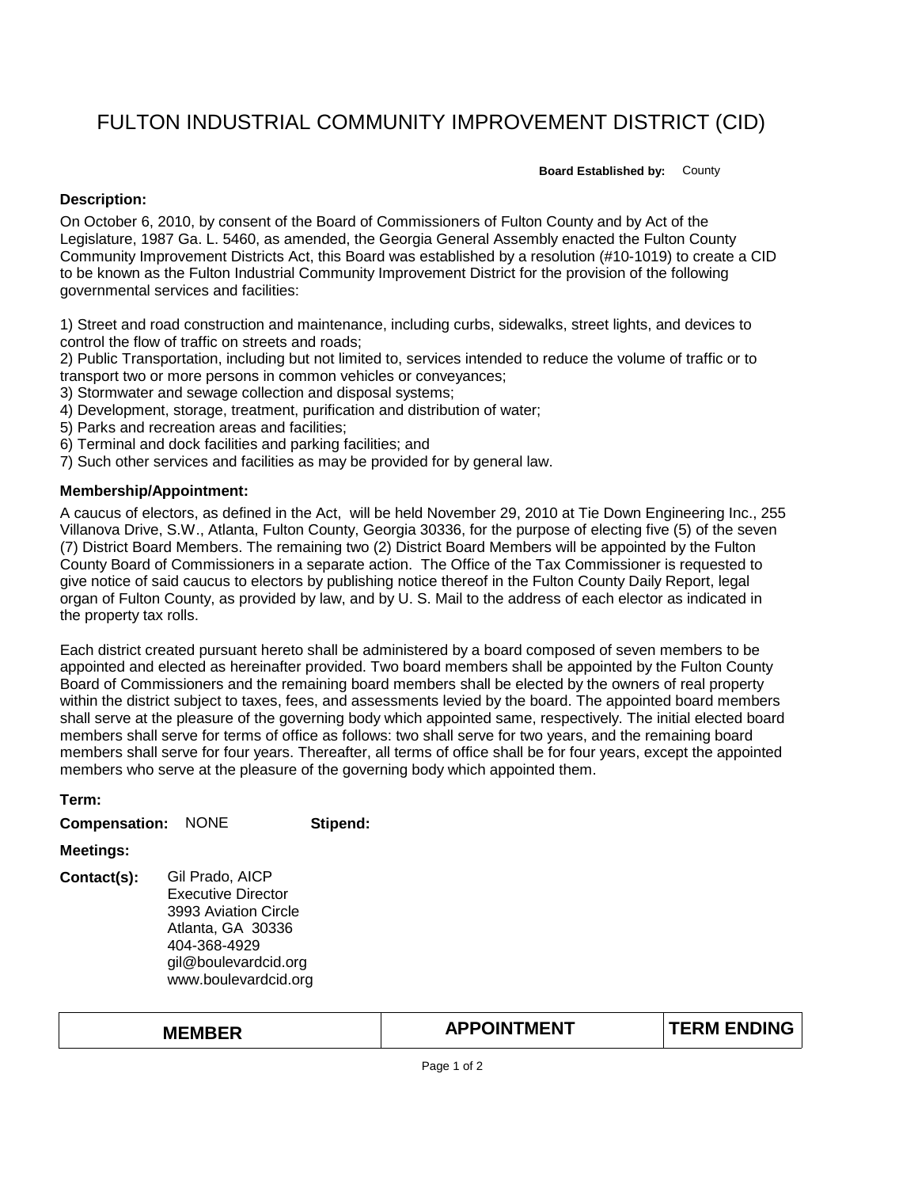# FULTON INDUSTRIAL COMMUNITY IMPROVEMENT DISTRICT (CID)

**Board Established by:** County

**Description:**

On October 6, 2010, by consent of the Board of Commissioners of Fulton County and by Act of the Legislature, 1987 Ga. L. 5460, as amended, the Georgia General Assembly enacted the Fulton County Community Improvement Districts Act, this Board was established by a resolution (#10-1019) to create a CID to be known as the Fulton Industrial Community Improvement District for the provision of the following governmental services and facilities:

1) Street and road construction and maintenance, including curbs, sidewalks, street lights, and devices to control the flow of traffic on streets and roads;
2) Public Transportation, including but not limited to, services intended to reduce the volume of traffic or to transport two or more persons in common vehicles or conveyances;
3) Stormwater and sewage collection and disposal systems;
4) Development, storage, treatment, purification and distribution of water;
5) Parks and recreation areas and facilities;
6) Terminal and dock facilities and parking facilities; and
7) Such other services and facilities as may be provided for by general law.

**Membership/Appointment:**

A caucus of electors, as defined in the Act, will be held November 29, 2010 at Tie Down Engineering Inc., 255 Villanova Drive, S.W., Atlanta, Fulton County, Georgia 30336, for the purpose of electing five (5) of the seven (7) District Board Members. The remaining two (2) District Board Members will be appointed by the Fulton County Board of Commissioners in a separate action. The Office of the Tax Commissioner is requested to give notice of said caucus to electors by publishing notice thereof in the Fulton County Daily Report, legal organ of Fulton County, as provided by law, and by U. S. Mail to the address of each elector as indicated in the property tax rolls.

Each district created pursuant hereto shall be administered by a board composed of seven members to be appointed and elected as hereinafter provided. Two board members shall be appointed by the Fulton County Board of Commissioners and the remaining board members shall be elected by the owners of real property within the district subject to taxes, fees, and assessments levied by the board. The appointed board members shall serve at the pleasure of the governing body which appointed same, respectively. The initial elected board members shall serve for terms of office as follows: two shall serve for two years, and the remaining board members shall serve for four years. Thereafter, all terms of office shall be for four years, except the appointed members who serve at the pleasure of the governing body which appointed them.

**Term:**

**Compensation:** NONE **Stipend:**

**Meetings:**

**Contact(s):** Gil Prado, AICP
Executive Director
3993 Aviation Circle
Atlanta, GA 30336
404-368-4929
gil@boulevardcid.org
www.boulevardcid.org

| MEMBER | APPOINTMENT | TERM ENDING |
|---|---|---|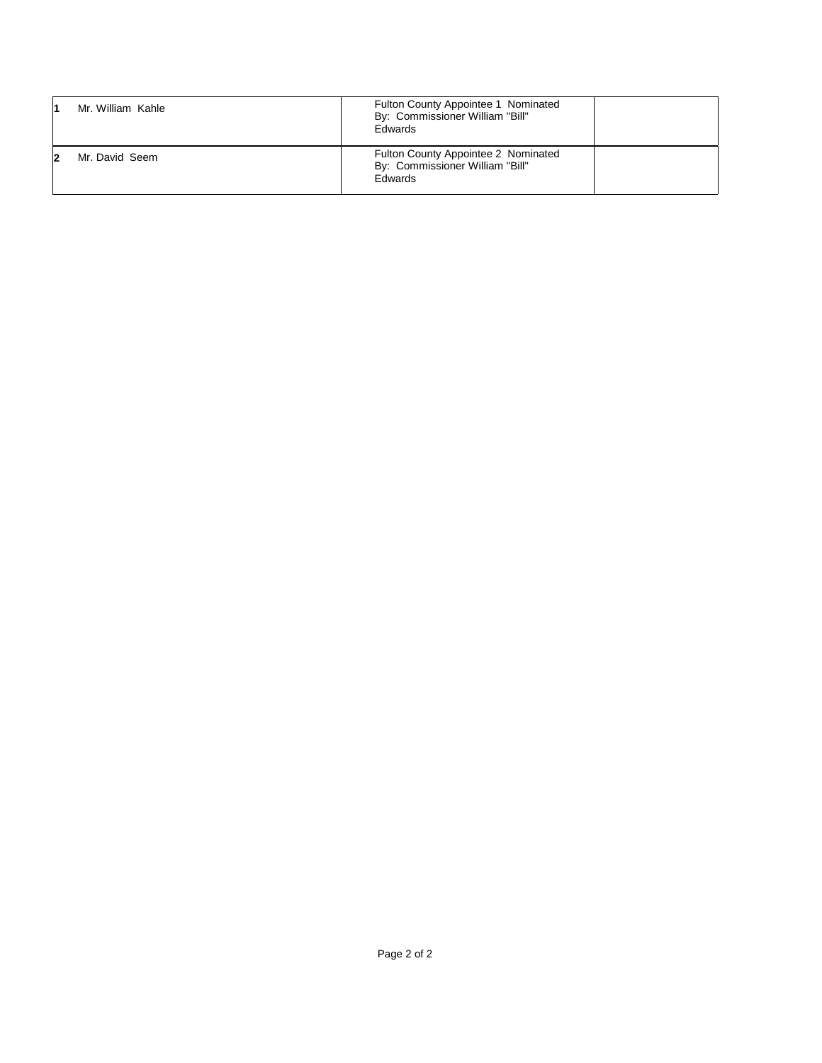| | | | |
|---|---|---|---|
| **1** | Mr. William Kahle | Fulton County Appointee 1 Nominated By: Commissioner William "Bill" Edwards | |
| **2** | Mr. David Seem | Fulton County Appointee 2 Nominated By: Commissioner William "Bill" Edwards | |